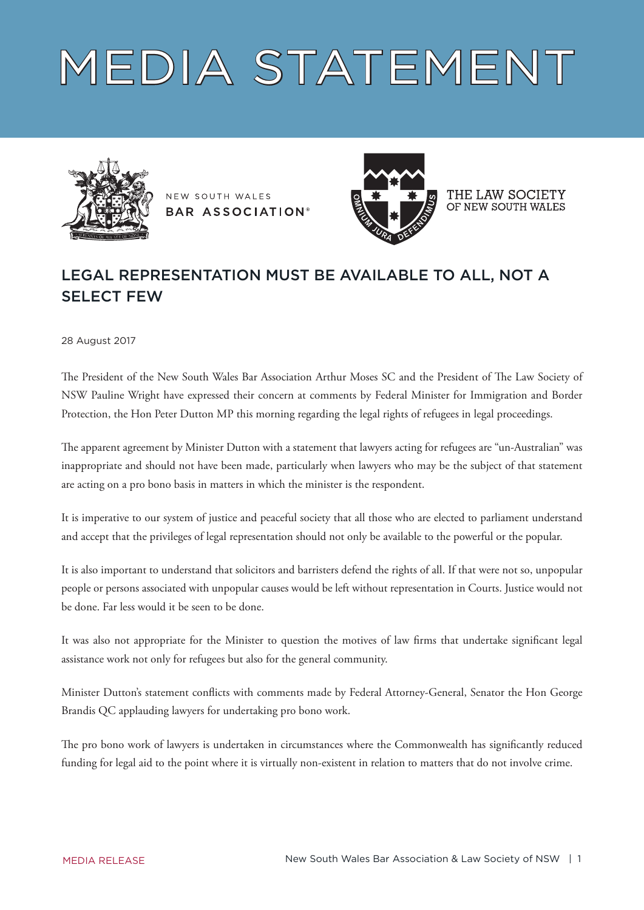# MEDIA STATEMENT

NEW SOUTH WALES BAR ASSOCIATION®

THE LAW SOCIETY OF NEW SOUTH WALES

## LEGAL REPRESENTATION MUST BE AVAILABLE TO ALL, NOT A SELECT FEW

28 August 2017

The President of the New South Wales Bar Association Arthur Moses SC and the President of The Law Society of NSW Pauline Wright have expressed their concern at comments by Federal Minister for Immigration and Border Protection, the Hon Peter Dutton MP this morning regarding the legal rights of refugees in legal proceedings.

The apparent agreement by Minister Dutton with a statement that lawyers acting for refugees are "un-Australian" was inappropriate and should not have been made, particularly when lawyers who may be the subject of that statement are acting on a pro bono basis in matters in which the minister is the respondent.

It is imperative to our system of justice and peaceful society that all those who are elected to parliament understand and accept that the privileges of legal representation should not only be available to the powerful or the popular.

It is also important to understand that solicitors and barristers defend the rights of all. If that were not so, unpopular people or persons associated with unpopular causes would be left without representation in Courts. Justice would not be done. Far less would it be seen to be done.

It was also not appropriate for the Minister to question the motives of law firms that undertake significant legal assistance work not only for refugees but also for the general community.

Minister Dutton's statement conflicts with comments made by Federal Attorney-General, Senator the Hon George Brandis QC applauding lawyers for undertaking pro bono work.

The pro bono work of lawyers is undertaken in circumstances where the Commonwealth has significantly reduced funding for legal aid to the point where it is virtually non-existent in relation to matters that do not involve crime.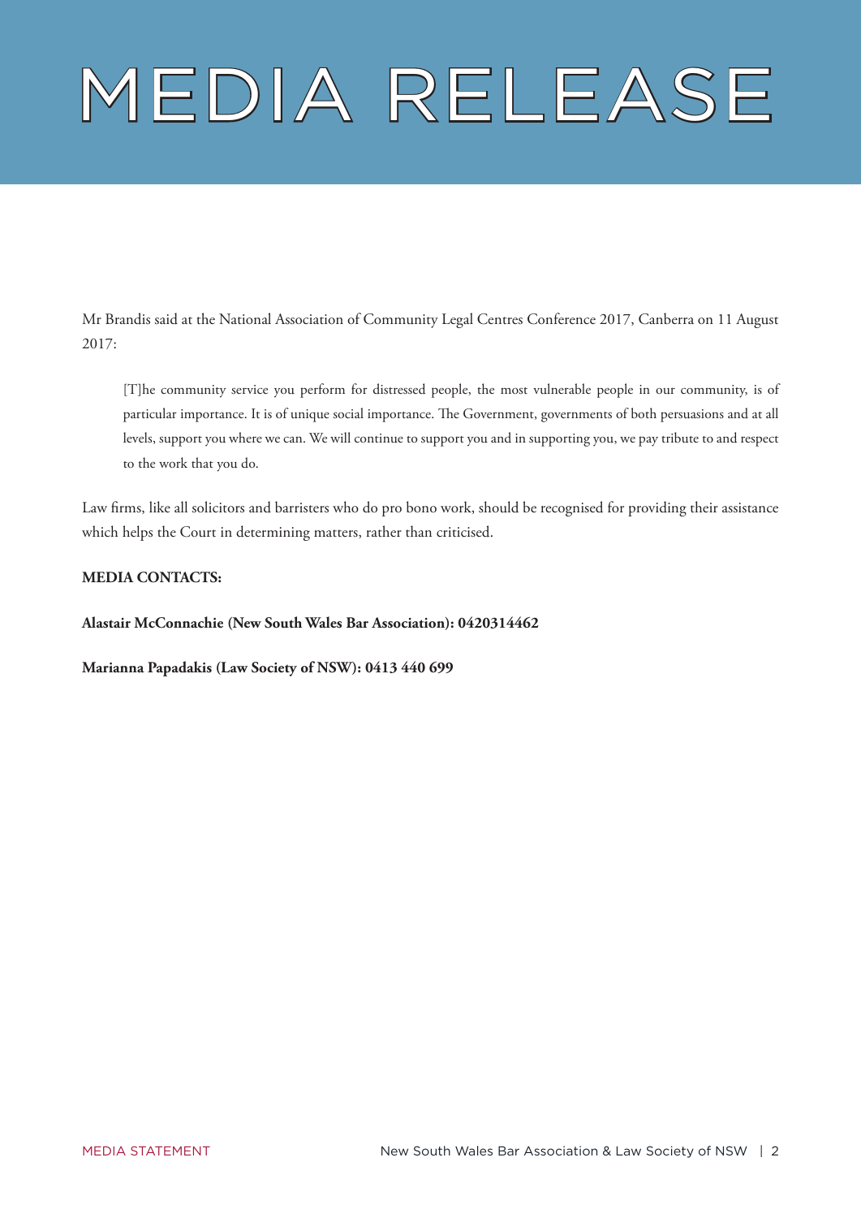# MEDIA RELEASE

Mr Brandis said at the National Association of Community Legal Centres Conference 2017, Canberra on 11 August 2017:

> [T]he community service you perform for distressed people, the most vulnerable people in our community, is of particular importance. It is of unique social importance. The Government, governments of both persuasions and at all levels, support you where we can. We will continue to support you and in supporting you, we pay tribute to and respect to the work that you do.

Law firms, like all solicitors and barristers who do pro bono work, should be recognised for providing their assistance which helps the Court in determining matters, rather than criticised.

**MEDIA CONTACTS:**

**Alastair McConnachie (New South Wales Bar Association): 0420314462**

**Marianna Papadakis (Law Society of NSW): 0413 440 699**